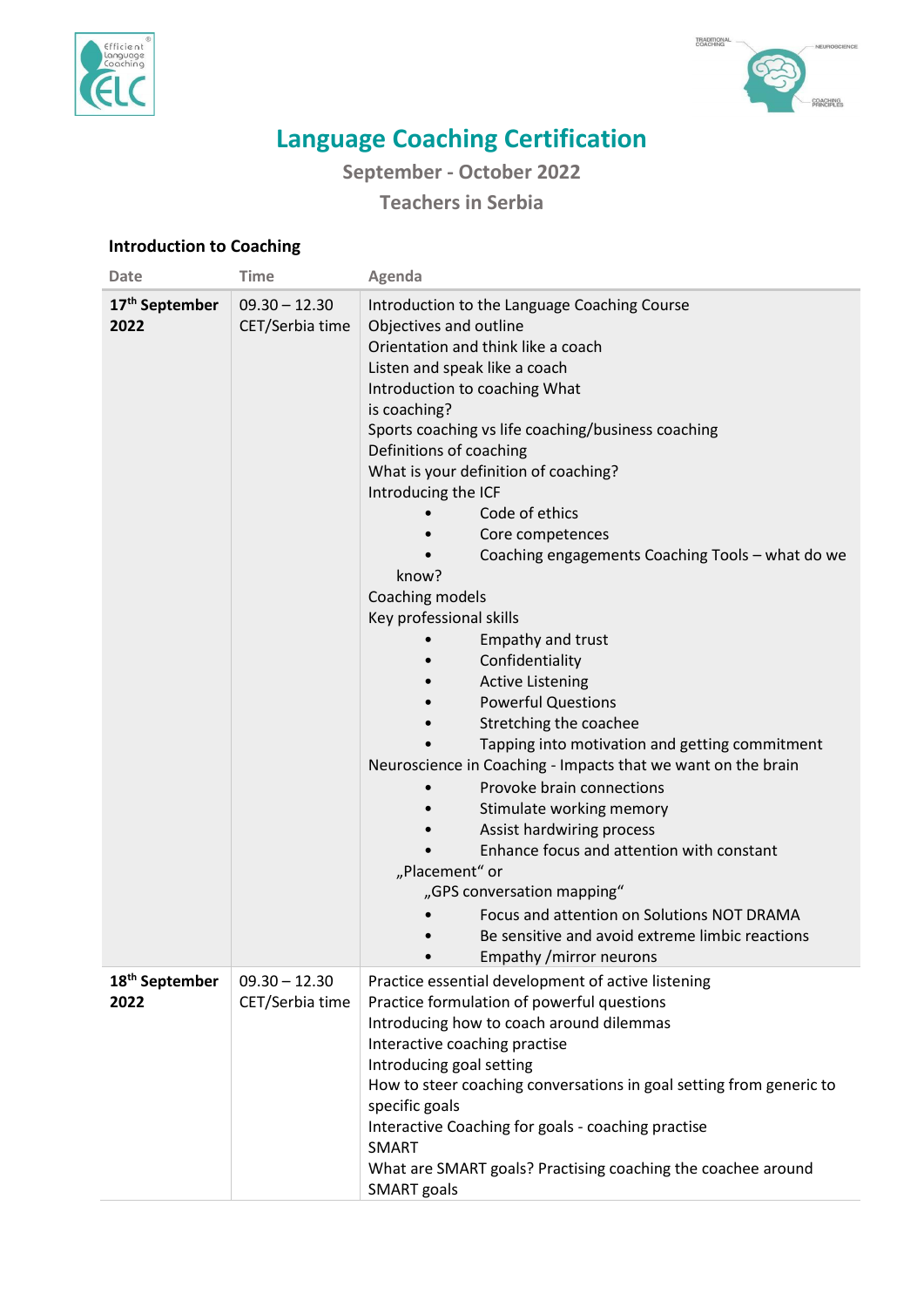# Language Coaching Certification

## September - October 2022

## Teachers in Serbia

### Introduction to Coaching

| Date | Time | Agenda |
|---|---|---|
| **17th September 2022** | 09.30 – 12.30 CET/Serbia time | Introduction to the Language Coaching Course<br>Objectives and outline<br>Orientation and think like a coach<br>Listen and speak like a coach<br>Introduction to coaching What is coaching?<br>Sports coaching vs life coaching/business coaching<br>Definitions of coaching<br>What is your definition of coaching?<br>Introducing the ICF<br>• Code of ethics<br>• Core competences<br>• Coaching engagements Coaching Tools – what do we know?<br>Coaching models<br>Key professional skills<br>• Empathy and trust<br>• Confidentiality<br>• Active Listening<br>• Powerful Questions<br>• Stretching the coachee<br>• Tapping into motivation and getting commitment<br>Neuroscience in Coaching - Impacts that we want on the brain<br>• Provoke brain connections<br>• Stimulate working memory<br>• Assist hardwiring process<br>• Enhance focus and attention with constant „Placement“ or „GPS conversation mapping“<br>• Focus and attention on Solutions NOT DRAMA<br>• Be sensitive and avoid extreme limbic reactions<br>• Empathy /mirror neurons |
| **18th September 2022** | 09.30 – 12.30 CET/Serbia time | Practice essential development of active listening<br>Practice formulation of powerful questions<br>Introducing how to coach around dilemmas<br>Interactive coaching practise<br>Introducing goal setting<br>How to steer coaching conversations in goal setting from generic to specific goals<br>Interactive Coaching for goals - coaching practise<br>SMART<br>What are SMART goals? Practising coaching the coachee around SMART goals |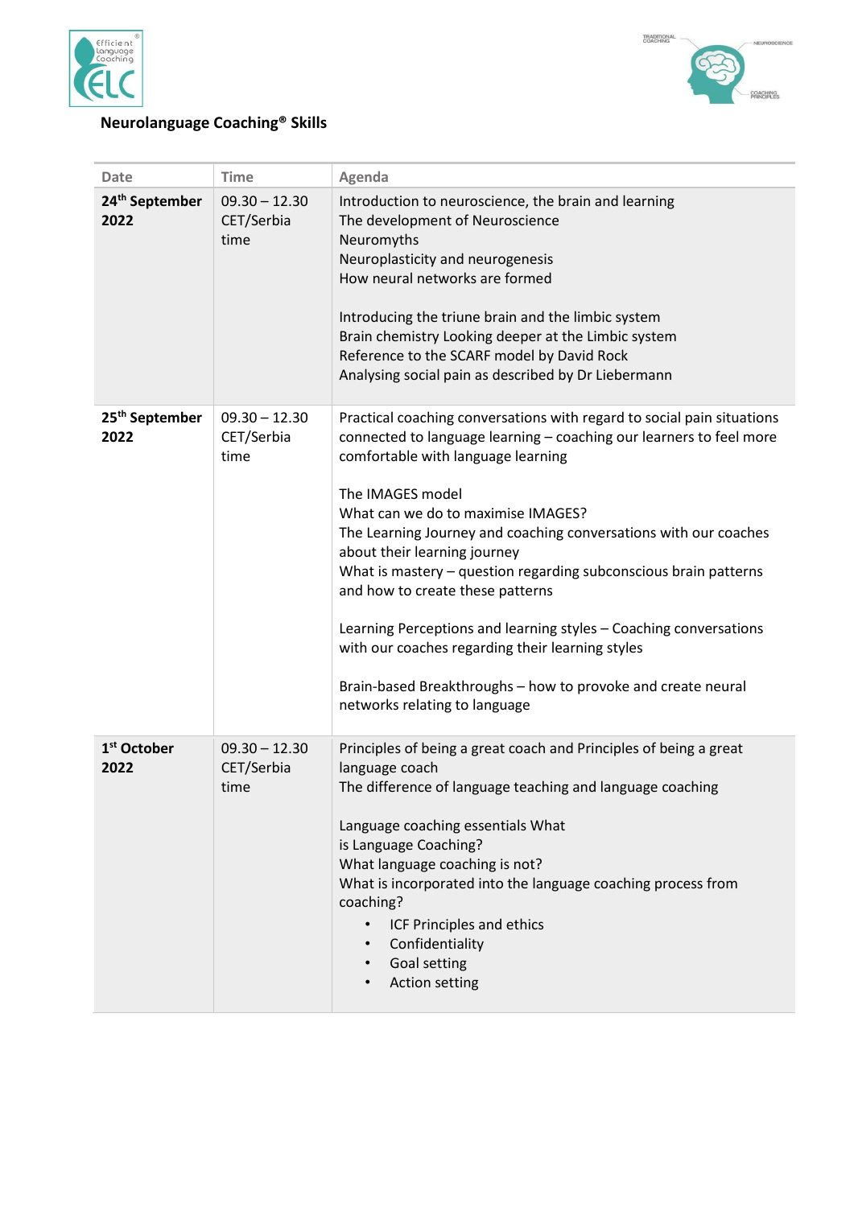**Neurolanguage Coaching® Skills**

| Date | Time | Agenda |
|---|---|---|
| **24th September 2022** | 09.30 – 12.30 CET/Serbia time | Introduction to neuroscience, the brain and learning<br>The development of Neuroscience<br>Neuromyths<br>Neuroplasticity and neurogenesis<br>How neural networks are formed<br><br>Introducing the triune brain and the limbic system<br>Brain chemistry Looking deeper at the Limbic system<br>Reference to the SCARF model by David Rock<br>Analysing social pain as described by Dr Liebermann |
| **25th September 2022** | 09.30 – 12.30 CET/Serbia time | Practical coaching conversations with regard to social pain situations connected to language learning – coaching our learners to feel more comfortable with language learning<br><br>The IMAGES model<br>What can we do to maximise IMAGES?<br>The Learning Journey and coaching conversations with our coaches about their learning journey<br>What is mastery – question regarding subconscious brain patterns and how to create these patterns<br><br>Learning Perceptions and learning styles – Coaching conversations with our coaches regarding their learning styles<br><br>Brain-based Breakthroughs – how to provoke and create neural networks relating to language |
| **1st October 2022** | 09.30 – 12.30 CET/Serbia time | Principles of being a great coach and Principles of being a great language coach<br>The difference of language teaching and language coaching<br><br>Language coaching essentials What is Language Coaching?<br>What language coaching is not?<br>What is incorporated into the language coaching process from coaching?<br>• ICF Principles and ethics<br>• Confidentiality<br>• Goal setting<br>• Action setting |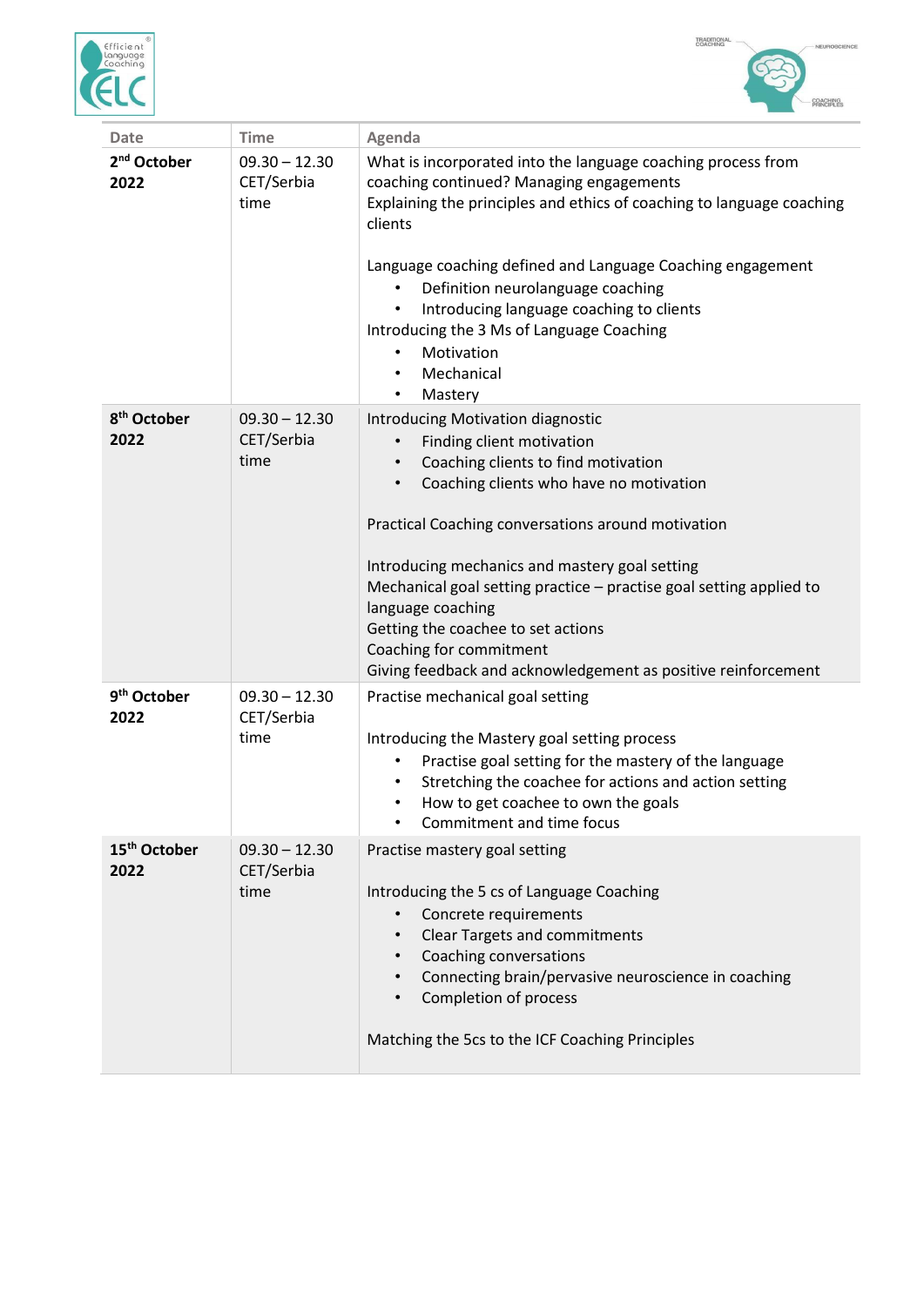| Date | Time | Agenda |
| --- | --- | --- |
| **2nd October 2022** | 09.30 – 12.30 CET/Serbia time | What is incorporated into the language coaching process from coaching continued? Managing engagements<br>Explaining the principles and ethics of coaching to language coaching clients<br><br>Language coaching defined and Language Coaching engagement<br>• Definition neurolanguage coaching<br>• Introducing language coaching to clients<br>Introducing the 3 Ms of Language Coaching<br>• Motivation<br>• Mechanical<br>• Mastery |
| **8th October 2022** | 09.30 – 12.30 CET/Serbia time | Introducing Motivation diagnostic<br>• Finding client motivation<br>• Coaching clients to find motivation<br>• Coaching clients who have no motivation<br><br>Practical Coaching conversations around motivation<br><br>Introducing mechanics and mastery goal setting<br>Mechanical goal setting practice – practise goal setting applied to language coaching<br>Getting the coachee to set actions<br>Coaching for commitment<br>Giving feedback and acknowledgement as positive reinforcement |
| **9th October 2022** | 09.30 – 12.30 CET/Serbia time | Practise mechanical goal setting<br><br>Introducing the Mastery goal setting process<br>• Practise goal setting for the mastery of the language<br>• Stretching the coachee for actions and action setting<br>• How to get coachee to own the goals<br>• Commitment and time focus |
| **15th October 2022** | 09.30 – 12.30 CET/Serbia time | Practise mastery goal setting<br><br>Introducing the 5 cs of Language Coaching<br>• Concrete requirements<br>• Clear Targets and commitments<br>• Coaching conversations<br>• Connecting brain/pervasive neuroscience in coaching<br>• Completion of process<br><br>Matching the 5cs to the ICF Coaching Principles |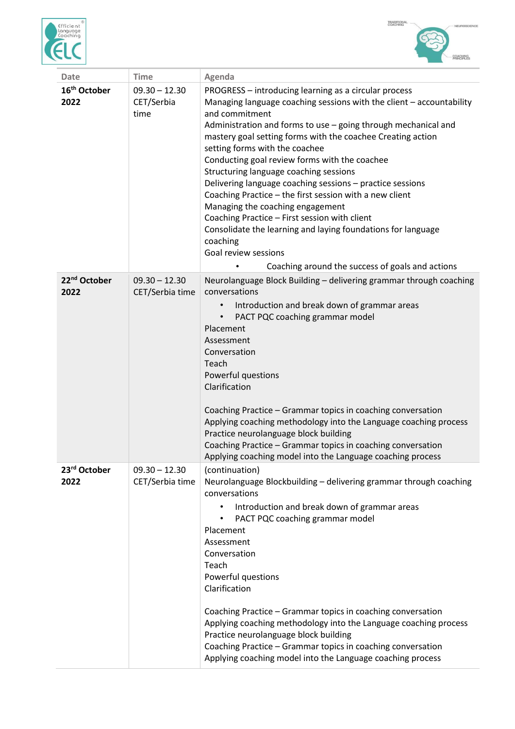| Date | Time | Agenda |
| --- | --- | --- |
| **16th October 2022** | 09.30 – 12.30 CET/Serbia time | PROGRESS – introducing learning as a circular process<br>Managing language coaching sessions with the client – accountability and commitment<br>Administration and forms to use – going through mechanical and mastery goal setting forms with the coachee Creating action setting forms with the coachee<br>Conducting goal review forms with the coachee<br>Structuring language coaching sessions<br>Delivering language coaching sessions – practice sessions<br>Coaching Practice – the first session with a new client<br>Managing the coaching engagement<br>Coaching Practice – First session with client<br>Consolidate the learning and laying foundations for language coaching<br>Goal review sessions<br>• Coaching around the success of goals and actions |
| **22nd October 2022** | 09.30 – 12.30 CET/Serbia time | Neurolanguage Block Building – delivering grammar through coaching conversations<br>• Introduction and break down of grammar areas<br>• PACT PQC coaching grammar model<br>Placement<br>Assessment<br>Conversation<br>Teach<br>Powerful questions<br>Clarification<br><br>Coaching Practice – Grammar topics in coaching conversation<br>Applying coaching methodology into the Language coaching process<br>Practice neurolanguage block building<br>Coaching Practice – Grammar topics in coaching conversation<br>Applying coaching model into the Language coaching process |
| **23rd October 2022** | 09.30 – 12.30 CET/Serbia time | (continuation)<br>Neurolanguage Blockbuilding – delivering grammar through coaching conversations<br>• Introduction and break down of grammar areas<br>• PACT PQC coaching grammar model<br>Placement<br>Assessment<br>Conversation<br>Teach<br>Powerful questions<br>Clarification<br><br>Coaching Practice – Grammar topics in coaching conversation<br>Applying coaching methodology into the Language coaching process<br>Practice neurolanguage block building<br>Coaching Practice – Grammar topics in coaching conversation<br>Applying coaching model into the Language coaching process |